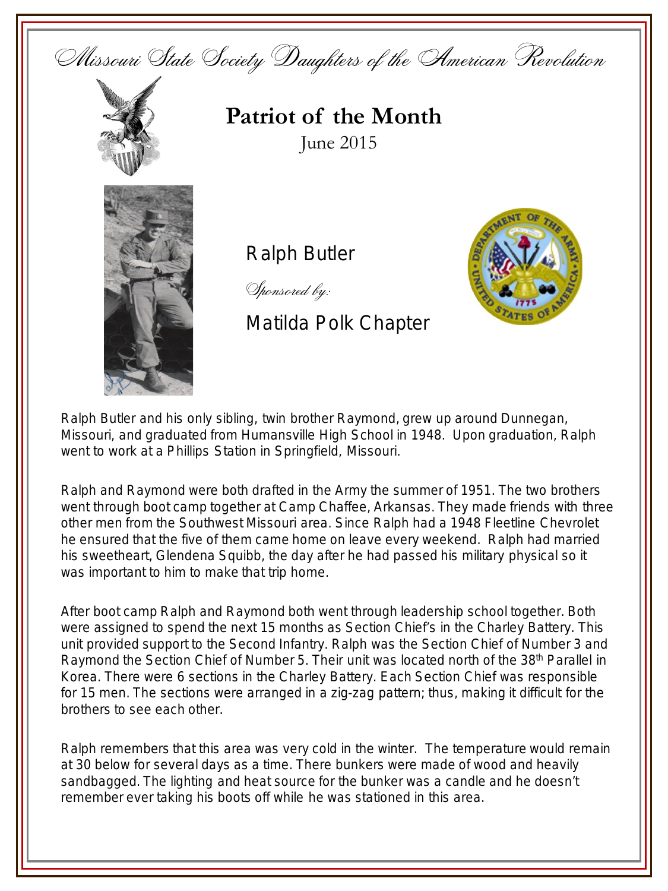Missouri State Society Daughters of the American Revolution

# Patriot of the Month

June 2015

## Ralph Butler

*Sponsored by:*

Matilda Polk Chapter

Ralph Butler and his only sibling, twin brother Raymond, grew up around Dunnegan, Missouri, and graduated from Humansville High School in 1948. Upon graduation, Ralph went to work at a Phillips Station in Springfield, Missouri.

Ralph and Raymond were both drafted in the Army the summer of 1951. The two brothers went through boot camp together at Camp Chaffee, Arkansas. They made friends with three other men from the Southwest Missouri area. Since Ralph had a 1948 Fleetline Chevrolet he ensured that the five of them came home on leave every weekend. Ralph had married his sweetheart, Glendena Squibb, the day after he had passed his military physical so it was important to him to make that trip home.

After boot camp Ralph and Raymond both went through leadership school together. Both were assigned to spend the next 15 months as Section Chief's in the Charley Battery. This unit provided support to the Second Infantry. Ralph was the Section Chief of Number 3 and Raymond the Section Chief of Number 5. Their unit was located north of the 38th Parallel in Korea. There were 6 sections in the Charley Battery. Each Section Chief was responsible for 15 men. The sections were arranged in a zig-zag pattern; thus, making it difficult for the brothers to see each other.

Ralph remembers that this area was very cold in the winter. The temperature would remain at 30 below for several days as a time. There bunkers were made of wood and heavily sandbagged. The lighting and heat source for the bunker was a candle and he doesn't remember ever taking his boots off while he was stationed in this area.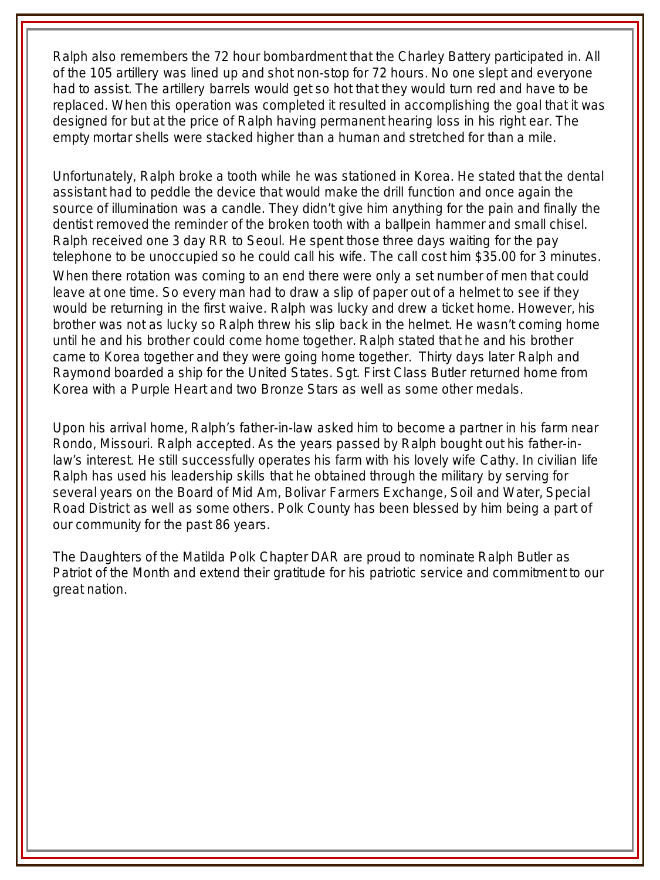Ralph also remembers the 72 hour bombardment that the Charley Battery participated in. All of the 105 artillery was lined up and shot non-stop for 72 hours. No one slept and everyone had to assist. The artillery barrels would get so hot that they would turn red and have to be replaced. When this operation was completed it resulted in accomplishing the goal that it was designed for but at the price of Ralph having permanent hearing loss in his right ear. The empty mortar shells were stacked higher than a human and stretched for than a mile.

Unfortunately, Ralph broke a tooth while he was stationed in Korea. He stated that the dental assistant had to peddle the device that would make the drill function and once again the source of illumination was a candle. They didn't give him anything for the pain and finally the dentist removed the reminder of the broken tooth with a ballpein hammer and small chisel. Ralph received one 3 day RR to Seoul. He spent those three days waiting for the pay telephone to be unoccupied so he could call his wife. The call cost him $35.00 for 3 minutes. When there rotation was coming to an end there were only a set number of men that could leave at one time. So every man had to draw a slip of paper out of a helmet to see if they would be returning in the first waive. Ralph was lucky and drew a ticket home. However, his brother was not as lucky so Ralph threw his slip back in the helmet. He wasn't coming home until he and his brother could come home together. Ralph stated that he and his brother came to Korea together and they were going home together. Thirty days later Ralph and Raymond boarded a ship for the United States. Sgt. First Class Butler returned home from Korea with a Purple Heart and two Bronze Stars as well as some other medals.

Upon his arrival home, Ralph's father-in-law asked him to become a partner in his farm near Rondo, Missouri. Ralph accepted. As the years passed by Ralph bought out his father-in-law's interest. He still successfully operates his farm with his lovely wife Cathy. In civilian life Ralph has used his leadership skills that he obtained through the military by serving for several years on the Board of Mid Am, Bolivar Farmers Exchange, Soil and Water, Special Road District as well as some others. Polk County has been blessed by him being a part of our community for the past 86 years.

The Daughters of the Matilda Polk Chapter DAR are proud to nominate Ralph Butler as Patriot of the Month and extend their gratitude for his patriotic service and commitment to our great nation.